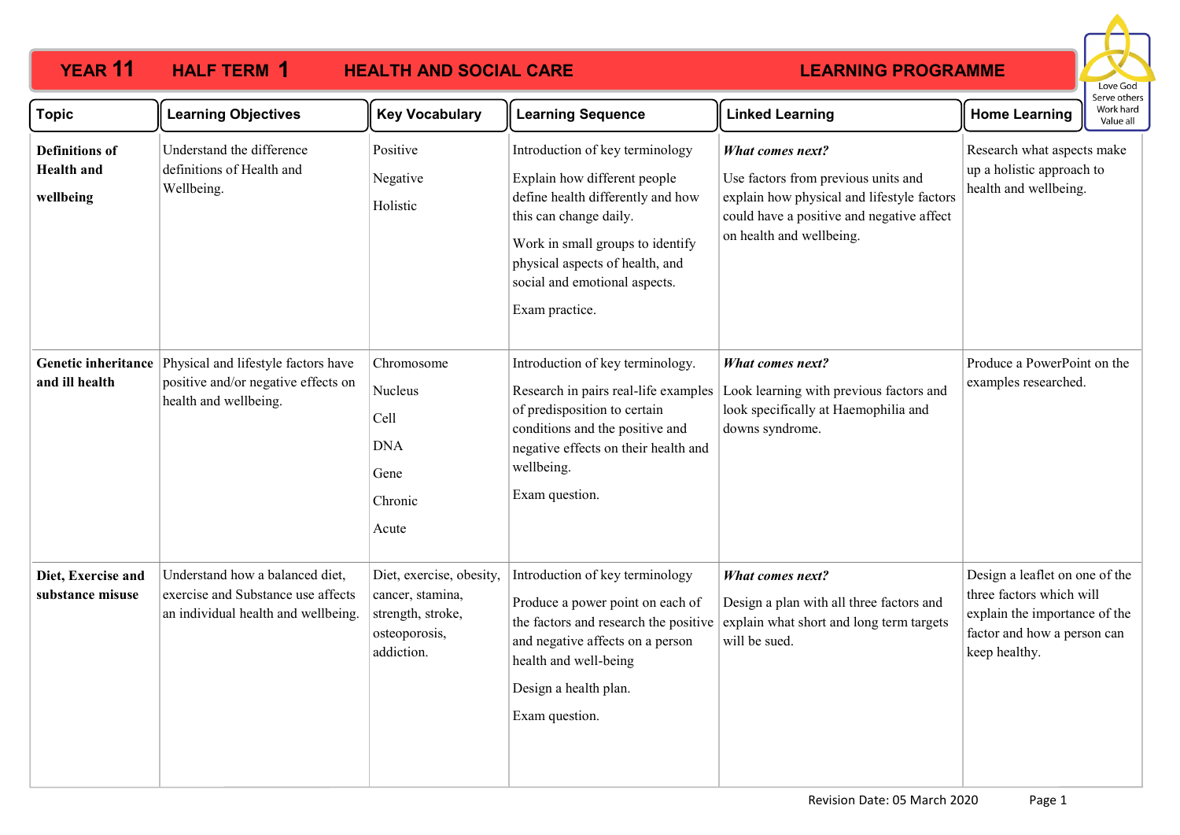# YEAR 11 HALF TERM 1 HEALTH AND SOCIAL CARE LEARNING PROGRAMME

Love God
Serve others
Work hard
Value all

| Topic | Learning Objectives | Key Vocabulary | Learning Sequence | Linked Learning | Home Learning |
|---|---|---|---|---|---|
| **Definitions of Health and wellbeing** | Understand the difference definitions of Health and Wellbeing. | Positive<br><br>Negative<br><br>Holistic | Introduction of key terminology<br><br>Explain how different people define health differently and how this can change daily.<br><br>Work in small groups to identify physical aspects of health, and social and emotional aspects.<br><br>Exam practice. | ***What comes next?***<br><br>Use factors from previous units and explain how physical and lifestyle factors could have a positive and negative affect on health and wellbeing. | Research what aspects make up a holistic approach to health and wellbeing. |
| **Genetic inheritance and ill health** | Physical and lifestyle factors have positive and/or negative effects on health and wellbeing. | Chromosome<br><br>Nucleus<br><br>Cell<br><br>DNA<br><br>Gene<br><br>Chronic<br><br>Acute | Introduction of key terminology.<br><br>Research in pairs real-life examples of predisposition to certain conditions and the positive and negative effects on their health and wellbeing.<br><br>Exam question. | ***What comes next?***<br><br>Look learning with previous factors and look specifically at Haemophilia and downs syndrome. | Produce a PowerPoint on the examples researched. |
| **Diet, Exercise and substance misuse** | Understand how a balanced diet, exercise and Substance use affects an individual health and wellbeing. | Diet, exercise, obesity, cancer, stamina, strength, stroke, osteoporosis, addiction. | Introduction of key terminology<br><br>Produce a power point on each of the factors and research the positive and negative affects on a person health and well-being<br><br>Design a health plan.<br><br>Exam question. | ***What comes next?***<br><br>Design a plan with all three factors and explain what short and long term targets will be sued. | Design a leaflet on one of the three factors which will explain the importance of the factor and how a person can keep healthy. |

Revision Date: 05 March 2020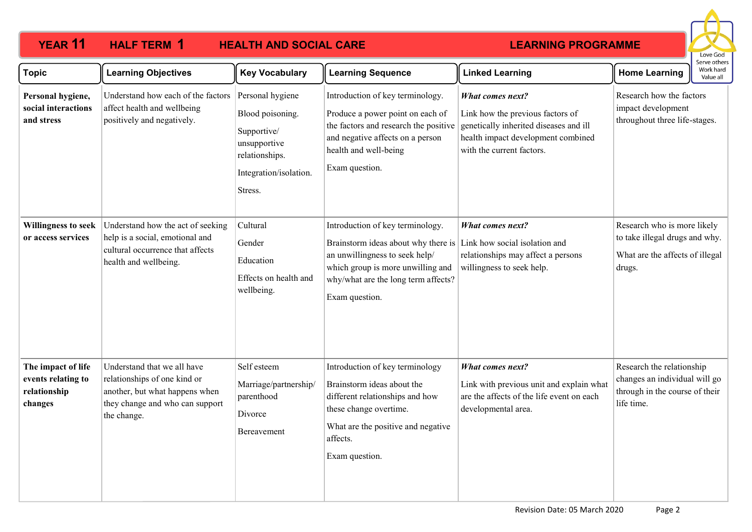# YEAR 11 HALF TERM 1 HEALTH AND SOCIAL CARE LEARNING PROGRAMME

Love God
Serve others
Work hard
Value all

| Topic | Learning Objectives | Key Vocabulary | Learning Sequence | Linked Learning | Home Learning |
|---|---|---|---|---|---|
| **Personal hygiene, social interactions and stress** | Understand how each of the factors affect health and wellbeing positively and negatively. | Personal hygiene<br><br>Blood poisoning.<br><br>Supportive/ unsupportive relationships.<br><br>Integration/isolation.<br><br>Stress. | Introduction of key terminology.<br><br>Produce a power point on each of the factors and research the positive and negative affects on a person health and well-being<br><br>Exam question. | ***What comes next?***<br><br>Link how the previous factors of genetically inherited diseases and ill health impact development combined with the current factors. | Research how the factors impact development throughout three life-stages. |
| **Willingness to seek or access services** | Understand how the act of seeking help is a social, emotional and cultural occurrence that affects health and wellbeing. | Cultural<br><br>Gender<br><br>Education<br><br>Effects on health and wellbeing. | Introduction of key terminology.<br><br>Brainstorm ideas about why there is an unwillingness to seek help/ which group is more unwilling and why/what are the long term affects?<br><br>Exam question. | ***What comes next?***<br><br>Link how social isolation and relationships may affect a persons willingness to seek help. | Research who is more likely to take illegal drugs and why.<br><br>What are the affects of illegal drugs. |
| **The impact of life events relating to relationship changes** | Understand that we all have relationships of one kind or another, but what happens when they change and who can support the change. | Self esteem<br><br>Marriage/partnership/ parenthood<br><br>Divorce<br><br>Bereavement | Introduction of key terminology<br><br>Brainstorm ideas about the different relationships and how these change overtime.<br><br>What are the positive and negative affects.<br><br>Exam question. | ***What comes next?***<br><br>Link with previous unit and explain what are the affects of the life event on each developmental area. | Research the relationship changes an individual will go through in the course of their life time. |

Revision Date: 05 March 2020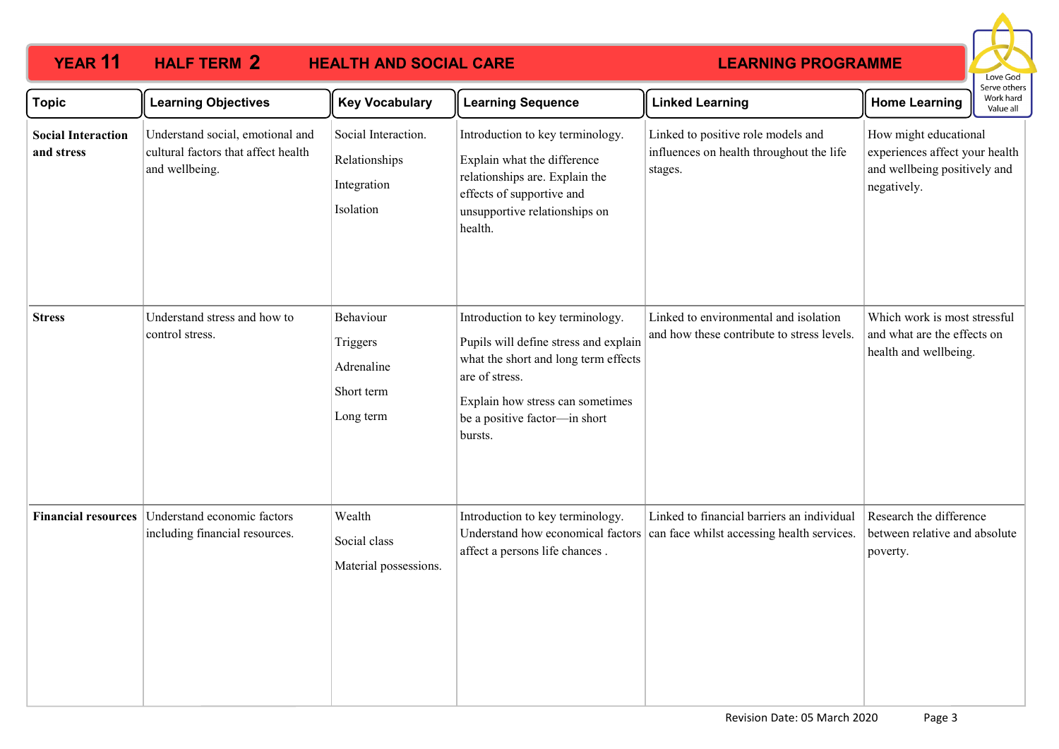# YEAR 11 HALF TERM 2 HEALTH AND SOCIAL CARE LEARNING PROGRAMME

Love God
Serve others
Work hard
Value all

| Topic | Learning Objectives | Key Vocabulary | Learning Sequence | Linked Learning | Home Learning |
|---|---|---|---|---|---|
| **Social Interaction and stress** | Understand social, emotional and cultural factors that affect health and wellbeing. | Social Interaction.<br>Relationships<br>Integration<br>Isolation | Introduction to key terminology.<br>Explain what the difference relationships are. Explain the effects of supportive and unsupportive relationships on health. | Linked to positive role models and influences on health throughout the life stages. | How might educational experiences affect your health and wellbeing positively and negatively. |
| **Stress** | Understand stress and how to control stress. | Behaviour<br>Triggers<br>Adrenaline<br>Short term<br>Long term | Introduction to key terminology.<br>Pupils will define stress and explain what the short and long term effects are of stress.<br>Explain how stress can sometimes be a positive factor—in short bursts. | Linked to environmental and isolation and how these contribute to stress levels. | Which work is most stressful and what are the effects on health and wellbeing. |
| **Financial resources** | Understand economic factors including financial resources. | Wealth<br>Social class<br>Material possessions. | Introduction to key terminology. Understand how economical factors affect a persons life chances . | Linked to financial barriers an individual can face whilst accessing health services. | Research the difference between relative and absolute poverty. |

Revision Date: 05 March 2020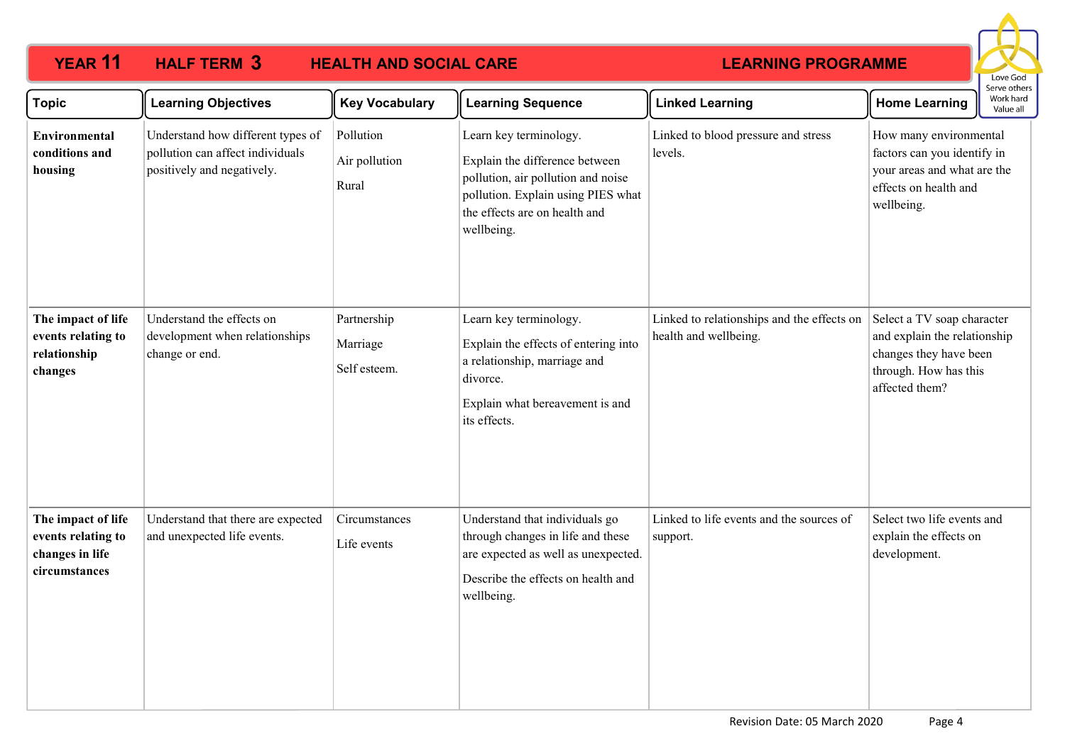# YEAR 11 HALF TERM 3 HEALTH AND SOCIAL CARE LEARNING PROGRAMME

Love God
Serve others
Work hard
Value all

| Topic | Learning Objectives | Key Vocabulary | Learning Sequence | Linked Learning | Home Learning |
|---|---|---|---|---|---|
| **Environmental conditions and housing** | Understand how different types of pollution can affect individuals positively and negatively. | Pollution<br>Air pollution<br>Rural | Learn key terminology.<br>Explain the difference between pollution, air pollution and noise pollution. Explain using PIES what the effects are on health and wellbeing. | Linked to blood pressure and stress levels. | How many environmental factors can you identify in your areas and what are the effects on health and wellbeing. |
| **The impact of life events relating to relationship changes** | Understand the effects on development when relationships change or end. | Partnership<br>Marriage<br>Self esteem. | Learn key terminology.<br>Explain the effects of entering into a relationship, marriage and divorce.<br>Explain what bereavement is and its effects. | Linked to relationships and the effects on health and wellbeing. | Select a TV soap character and explain the relationship changes they have been through. How has this affected them? |
| **The impact of life events relating to changes in life circumstances** | Understand that there are expected and unexpected life events. | Circumstances<br>Life events | Understand that individuals go through changes in life and these are expected as well as unexpected.<br>Describe the effects on health and wellbeing. | Linked to life events and the sources of support. | Select two life events and explain the effects on development. |

Revision Date: 05 March 2020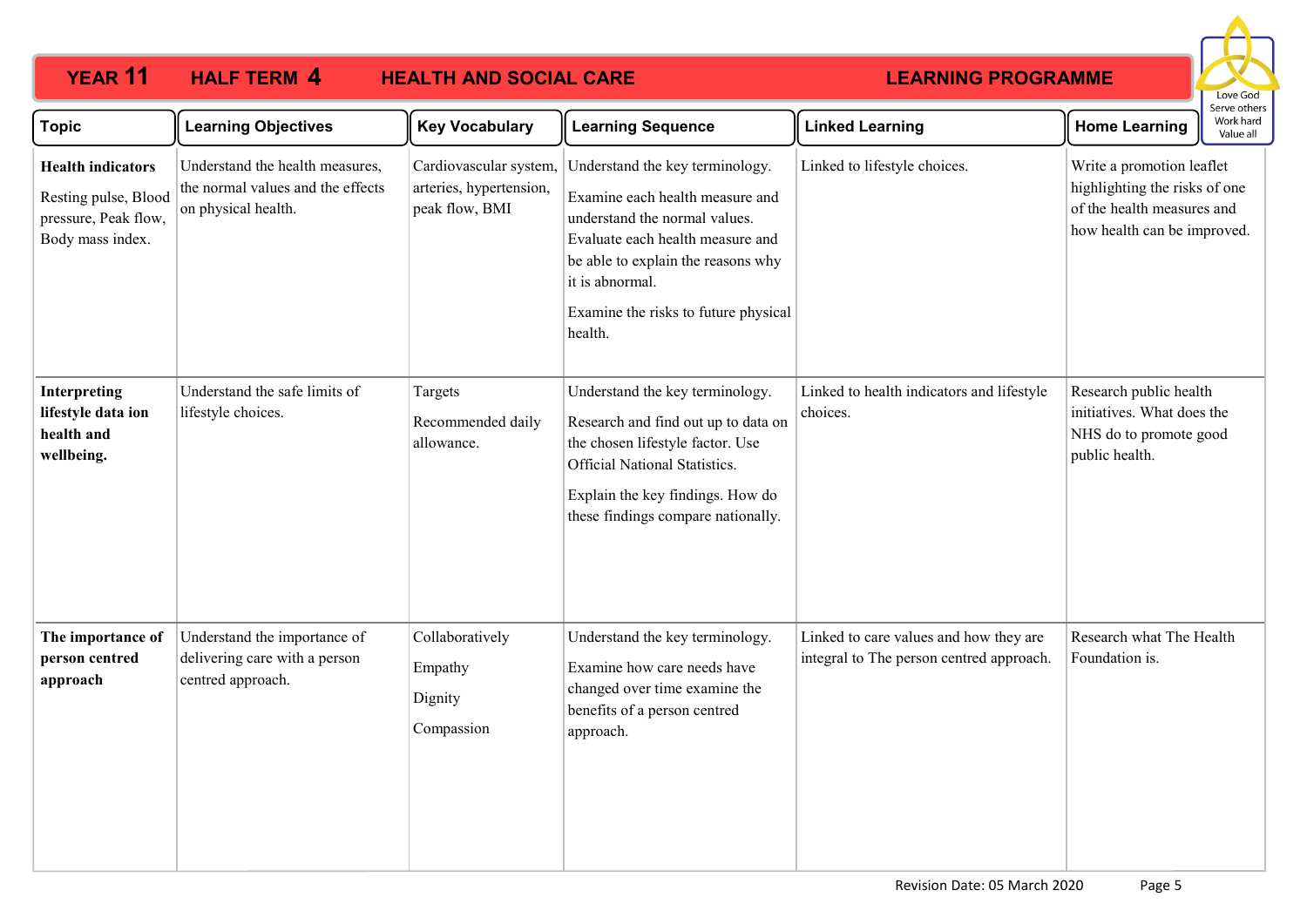# YEAR 11 HALF TERM 4 HEALTH AND SOCIAL CARE LEARNING PROGRAMME

Love God
Serve others
Work hard
Value all

| Topic | Learning Objectives | Key Vocabulary | Learning Sequence | Linked Learning | Home Learning |
|---|---|---|---|---|---|
| **Health indicators**<br><br>Resting pulse, Blood pressure, Peak flow, Body mass index. | Understand the health measures, the normal values and the effects on physical health. | Cardiovascular system, arteries, hypertension, peak flow, BMI | Understand the key terminology.<br><br>Examine each health measure and understand the normal values. Evaluate each health measure and be able to explain the reasons why it is abnormal.<br><br>Examine the risks to future physical health. | Linked to lifestyle choices. | Write a promotion leaflet highlighting the risks of one of the health measures and how health can be improved. |
| **Interpreting lifestyle data ion health and wellbeing.** | Understand the safe limits of lifestyle choices. | Targets<br><br>Recommended daily allowance. | Understand the key terminology.<br><br>Research and find out up to data on the chosen lifestyle factor. Use Official National Statistics.<br><br>Explain the key findings. How do these findings compare nationally. | Linked to health indicators and lifestyle choices. | Research public health initiatives. What does the NHS do to promote good public health. |
| **The importance of person centred approach** | Understand the importance of delivering care with a person centred approach. | Collaboratively<br><br>Empathy<br><br>Dignity<br><br>Compassion | Understand the key terminology.<br><br>Examine how care needs have changed over time examine the benefits of a person centred approach. | Linked to care values and how they are integral to The person centred approach. | Research what The Health Foundation is. |

Revision Date: 05 March 2020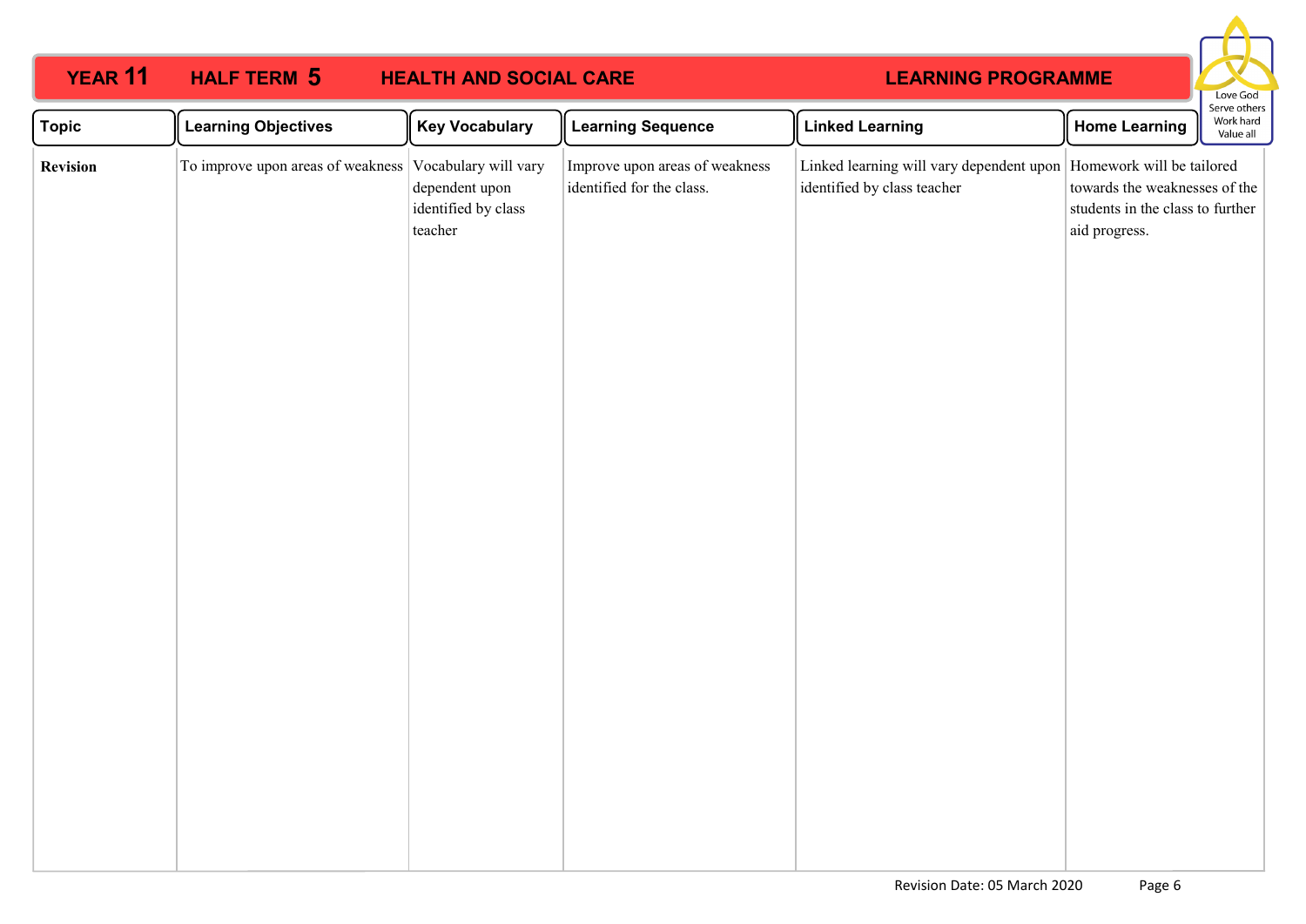# YEAR 11 HALF TERM 5 HEALTH AND SOCIAL CARE LEARNING PROGRAMME

Love God
Serve others
Work hard
Value all

| Topic | Learning Objectives | Key Vocabulary | Learning Sequence | Linked Learning | Home Learning |
|---|---|---|---|---|---|
| **Revision** | To improve upon areas of weakness | Vocabulary will vary dependent upon identified by class teacher | Improve upon areas of weakness identified for the class. | Linked learning will vary dependent upon identified by class teacher | Homework will be tailored towards the weaknesses of the students in the class to further aid progress. |

Revision Date: 05 March 2020